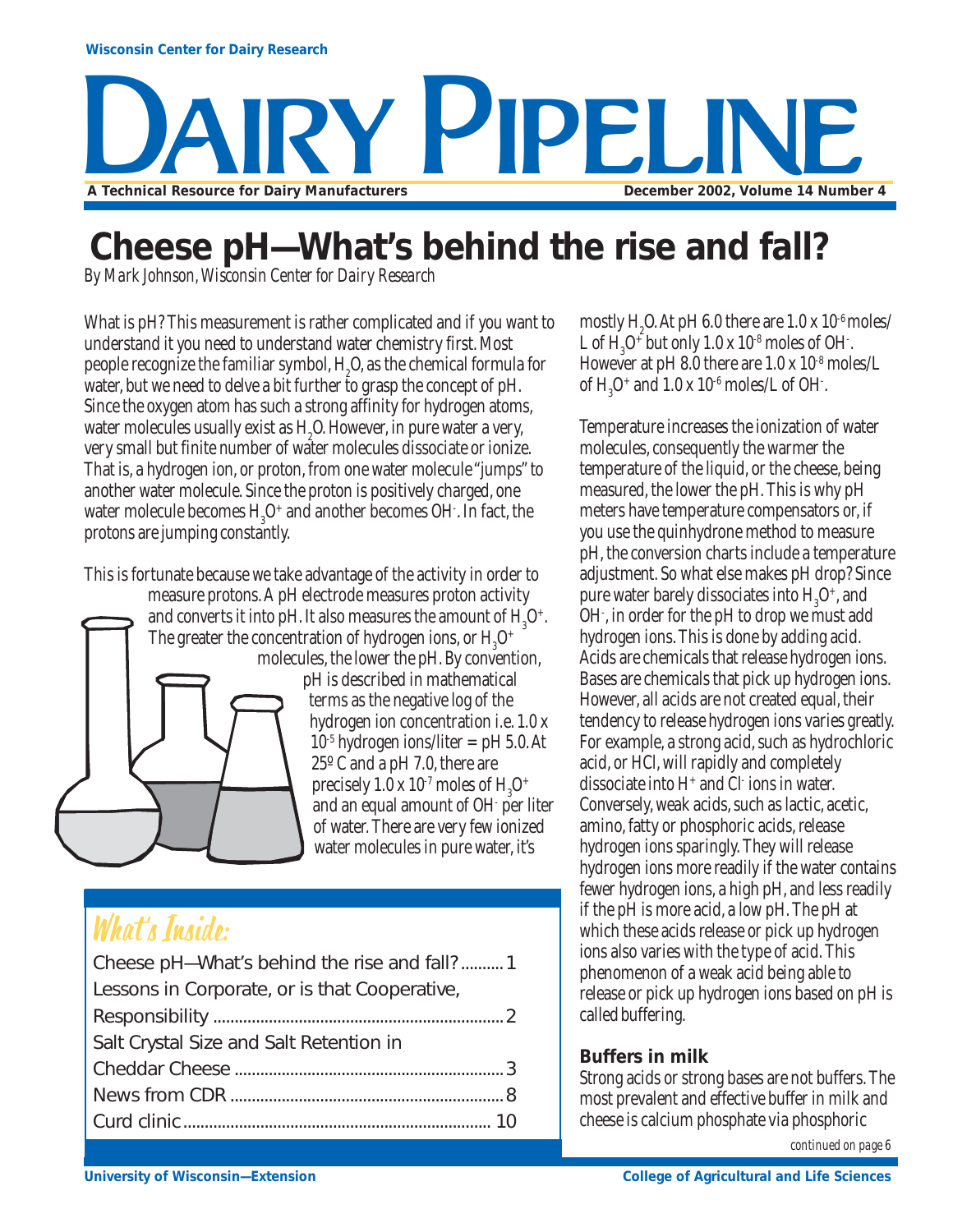Wisconsin Center for Dairy Research

# DAIRY PIPELINE

A Technical Resource for Dairy Manufacturers

December 2002, Volume 14 Number 4

## Cheese pH—What's behind the rise and fall?

*By Mark Johnson, Wisconsin Center for Dairy Research*

What is pH? This measurement is rather complicated and if you want to understand it you need to understand water chemistry first. Most people recognize the familiar symbol, $H_2O$, as the chemical formula for water, but we need to delve a bit further to grasp the concept of pH. Since the oxygen atom has such a strong affinity for hydrogen atoms, water molecules usually exist as $H_2O$. However, in pure water a very, very small but finite number of water molecules dissociate or ionize. That is, a hydrogen ion, or proton, from one water molecule "jumps" to another water molecule. Since the proton is positively charged, one water molecule becomes $H_3O^+$ and another becomes $OH^-$. In fact, the protons are jumping constantly.

This is fortunate because we take advantage of the activity in order to measure protons. A pH electrode measures proton activity and converts it into pH. It also measures the amount of $H_3O^+$. The greater the concentration of hydrogen ions, or $H_3O^+$ molecules, the lower the pH. By convention, pH is described in mathematical terms as the negative log of the hydrogen ion concentration i.e. $1.0 \times 10^{-5}$ hydrogen ions/liter = pH 5.0. At 25º C and a pH 7.0, there are precisely $1.0 \times 10^{-7}$ moles of $H_3O^+$ and an equal amount of $OH^-$ per liter of water. There are very few ionized water molecules in pure water, it's mostly $H_2O$. At pH 6.0 there are $1.0 \times 10^{-6}$ moles/L of $H_3O^+$ but only $1.0 \times 10^{-8}$ moles of $OH^-$. However at pH 8.0 there are $1.0 \times 10^{-8}$ moles/L of $H_3O^+$ and $1.0 \times 10^{-6}$ moles/L of $OH^-$.

Temperature increases the ionization of water molecules, consequently the warmer the temperature of the liquid, or the cheese, being measured, the lower the pH. This is why pH meters have temperature compensators or, if you use the quinhydrone method to measure pH, the conversion charts include a temperature adjustment. So what else makes pH drop? Since pure water barely dissociates into $H_3O^+$, and $OH^-$, in order for the pH to drop we must add hydrogen ions. This is done by adding acid. Acids are chemicals that release hydrogen ions. Bases are chemicals that pick up hydrogen ions. However, all acids are not created equal, their tendency to release hydrogen ions varies greatly. For example, a strong acid, such as hydrochloric acid, or HCl, will rapidly and completely dissociate into $H^+$ and $Cl^-$ ions in water. Conversely, weak acids, such as lactic, acetic, amino, fatty or phosphoric acids, release hydrogen ions sparingly. They will release hydrogen ions more readily if the water contains fewer hydrogen ions, a high pH, and less readily if the pH is more acid, a low pH. The pH at which these acids release or pick up hydrogen ions also varies with the type of acid. This phenomenon of a weak acid being able to release or pick up hydrogen ions based on pH is called buffering.

### Buffers in milk

Strong acids or strong bases are not buffers. The most prevalent and effective buffer in milk and cheese is calcium phosphate via phosphoric

*continued on page 6*

## What's Inside:

- Cheese pH—What's behind the rise and fall? .......... 1
- Lessons in Corporate, or is that Cooperative, Responsibility .......... 2
- Salt Crystal Size and Salt Retention in Cheddar Cheese .......... 3
- News from CDR .......... 8
- Curd clinic .......... 10

University of Wisconsin—Extension

College of Agricultural and Life Sciences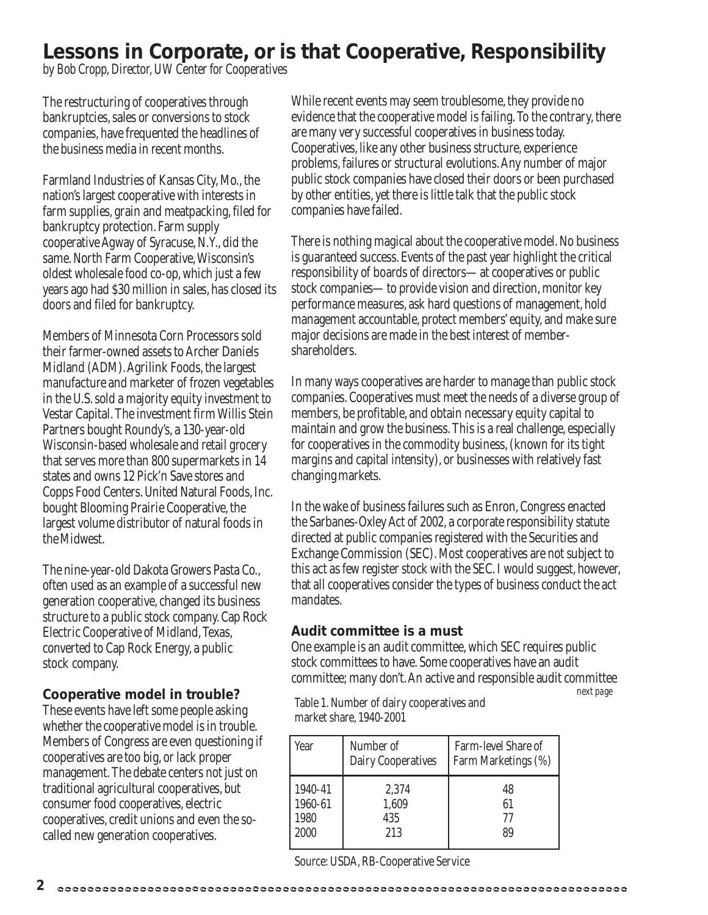# Lessons in Corporate, or is that Cooperative, Responsibility

*by Bob Cropp, Director, UW Center for Cooperatives*

The restructuring of cooperatives through bankruptcies, sales or conversions to stock companies, have frequented the headlines of the business media in recent months.

Farmland Industries of Kansas City, Mo., the nation's largest cooperative with interests in farm supplies, grain and meatpacking, filed for bankruptcy protection. Farm supply cooperative Agway of Syracuse, N.Y., did the same. North Farm Cooperative, Wisconsin's oldest wholesale food co-op, which just a few years ago had $30 million in sales, has closed its doors and filed for bankruptcy.

Members of Minnesota Corn Processors sold their farmer-owned assets to Archer Daniels Midland (ADM). Agrilink Foods, the largest manufacture and marketer of frozen vegetables in the U.S. sold a majority equity investment to Vestar Capital. The investment firm Willis Stein Partners bought Roundy's, a 130-year-old Wisconsin-based wholesale and retail grocery that serves more than 800 supermarkets in 14 states and owns 12 Pick'n Save stores and Copps Food Centers. United Natural Foods, Inc. bought Blooming Prairie Cooperative, the largest volume distributor of natural foods in the Midwest.

The nine-year-old Dakota Growers Pasta Co., often used as an example of a successful new generation cooperative, changed its business structure to a public stock company. Cap Rock Electric Cooperative of Midland, Texas, converted to Cap Rock Energy, a public stock company.

## Cooperative model in trouble?

These events have left some people asking whether the cooperative model is in trouble. Members of Congress are even questioning if cooperatives are too big, or lack proper management. The debate centers not just on traditional agricultural cooperatives, but consumer food cooperatives, electric cooperatives, credit unions and even the so-called new generation cooperatives.

While recent events may seem troublesome, they provide no evidence that the cooperative model is failing. To the contrary, there are many very successful cooperatives in business today. Cooperatives, like any other business structure, experience problems, failures or structural evolutions. Any number of major public stock companies have closed their doors or been purchased by other entities, yet there is little talk that the public stock companies have failed.

There is nothing magical about the cooperative model. No business is guaranteed success. Events of the past year highlight the critical responsibility of boards of directors—at cooperatives or public stock companies—to provide vision and direction, monitor key performance measures, ask hard questions of management, hold management accountable, protect members' equity, and make sure major decisions are made in the best interest of member-shareholders.

In many ways cooperatives are harder to manage than public stock companies. Cooperatives must meet the needs of a diverse group of members, be profitable, and obtain necessary equity capital to maintain and grow the business. This is a real challenge, especially for cooperatives in the commodity business, (known for its tight margins and capital intensity), or businesses with relatively fast changing markets.

In the wake of business failures such as Enron, Congress enacted the Sarbanes-Oxley Act of 2002, a corporate responsibility statute directed at public companies registered with the Securities and Exchange Commission (SEC). Most cooperatives are not subject to this act as few register stock with the SEC. I would suggest, however, that all cooperatives consider the types of business conduct the act mandates.

## Audit committee is a must

One example is an audit committee, which SEC requires public stock committees to have. Some cooperatives have an audit committee; many don't. An active and responsible audit committee

*next page*

Table 1. Number of dairy cooperatives and market share, 1940-2001

| Year | Number of Dairy Cooperatives | Farm-level Share of Farm Marketings (%) |
|---|---|---|
| 1940-41 | 2,374 | 48 |
| 1960-61 | 1,609 | 61 |
| 1980 | 435 | 77 |
| 2000 | 213 | 89 |

Source: USDA, RB-Cooperative Service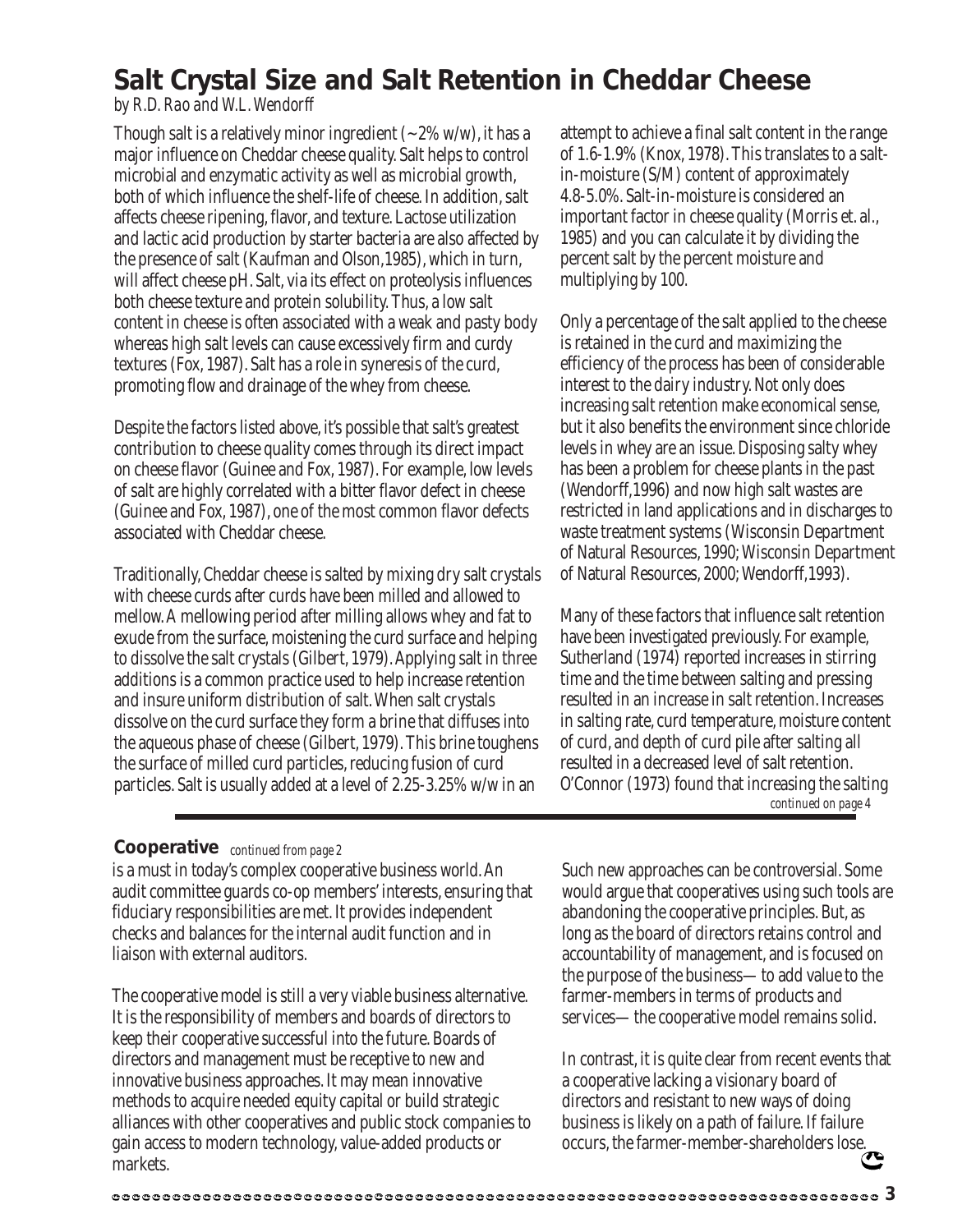# Salt Crystal Size and Salt Retention in Cheddar Cheese

*by R.D. Rao and W.L. Wendorff*

Though salt is a relatively minor ingredient (~2% w/w), it has a major influence on Cheddar cheese quality. Salt helps to control microbial and enzymatic activity as well as microbial growth, both of which influence the shelf-life of cheese. In addition, salt affects cheese ripening, flavor, and texture. Lactose utilization and lactic acid production by starter bacteria are also affected by the presence of salt (Kaufman and Olson,1985), which in turn, will affect cheese pH. Salt, via its effect on proteolysis influences both cheese texture and protein solubility. Thus, a low salt content in cheese is often associated with a weak and pasty body whereas high salt levels can cause excessively firm and curdy textures (Fox, 1987). Salt has a role in syneresis of the curd, promoting flow and drainage of the whey from cheese.

Despite the factors listed above, it's possible that salt's greatest contribution to cheese quality comes through its direct impact on cheese flavor (Guinee and Fox, 1987). For example, low levels of salt are highly correlated with a bitter flavor defect in cheese (Guinee and Fox, 1987), one of the most common flavor defects associated with Cheddar cheese.

Traditionally, Cheddar cheese is salted by mixing dry salt crystals with cheese curds after curds have been milled and allowed to mellow. A mellowing period after milling allows whey and fat to exude from the surface, moistening the curd surface and helping to dissolve the salt crystals (Gilbert, 1979). Applying salt in three additions is a common practice used to help increase retention and insure uniform distribution of salt. When salt crystals dissolve on the curd surface they form a brine that diffuses into the aqueous phase of cheese (Gilbert, 1979). This brine toughens the surface of milled curd particles, reducing fusion of curd particles. Salt is usually added at a level of 2.25-3.25% w/w in an attempt to achieve a final salt content in the range of 1.6-1.9% (Knox, 1978). This translates to a salt-in-moisture (S/M) content of approximately 4.8-5.0%. Salt-in-moisture is considered an important factor in cheese quality (Morris et. al., 1985) and you can calculate it by dividing the percent salt by the percent moisture and multiplying by 100.

Only a percentage of the salt applied to the cheese is retained in the curd and maximizing the efficiency of the process has been of considerable interest to the dairy industry. Not only does increasing salt retention make economical sense, but it also benefits the environment since chloride levels in whey are an issue. Disposing salty whey has been a problem for cheese plants in the past (Wendorff,1996) and now high salt wastes are restricted in land applications and in discharges to waste treatment systems (Wisconsin Department of Natural Resources, 1990; Wisconsin Department of Natural Resources, 2000; Wendorff,1993).

Many of these factors that influence salt retention have been investigated previously. For example, Sutherland (1974) reported increases in stirring time and the time between salting and pressing resulted in an increase in salt retention. Increases in salting rate, curd temperature, moisture content of curd, and depth of curd pile after salting all resulted in a decreased level of salt retention. O'Connor (1973) found that increasing the salting

*continued on page 4*

---

**Cooperative** *continued from page 2*

is a must in today's complex cooperative business world. An audit committee guards co-op members' interests, ensuring that fiduciary responsibilities are met. It provides independent checks and balances for the internal audit function and in liaison with external auditors.

The cooperative model is still a very viable business alternative. It is the responsibility of members and boards of directors to keep their cooperative successful into the future. Boards of directors and management must be receptive to new and innovative business approaches. It may mean innovative methods to acquire needed equity capital or build strategic alliances with other cooperatives and public stock companies to gain access to modern technology, value-added products or markets.

Such new approaches can be controversial. Some would argue that cooperatives using such tools are abandoning the cooperative principles. But, as long as the board of directors retains control and accountability of management, and is focused on the purpose of the business—to add value to the farmer-members in terms of products and services—the cooperative model remains solid.

In contrast, it is quite clear from recent events that a cooperative lacking a visionary board of directors and resistant to new ways of doing business is likely on a path of failure. If failure occurs, the farmer-member-shareholders lose.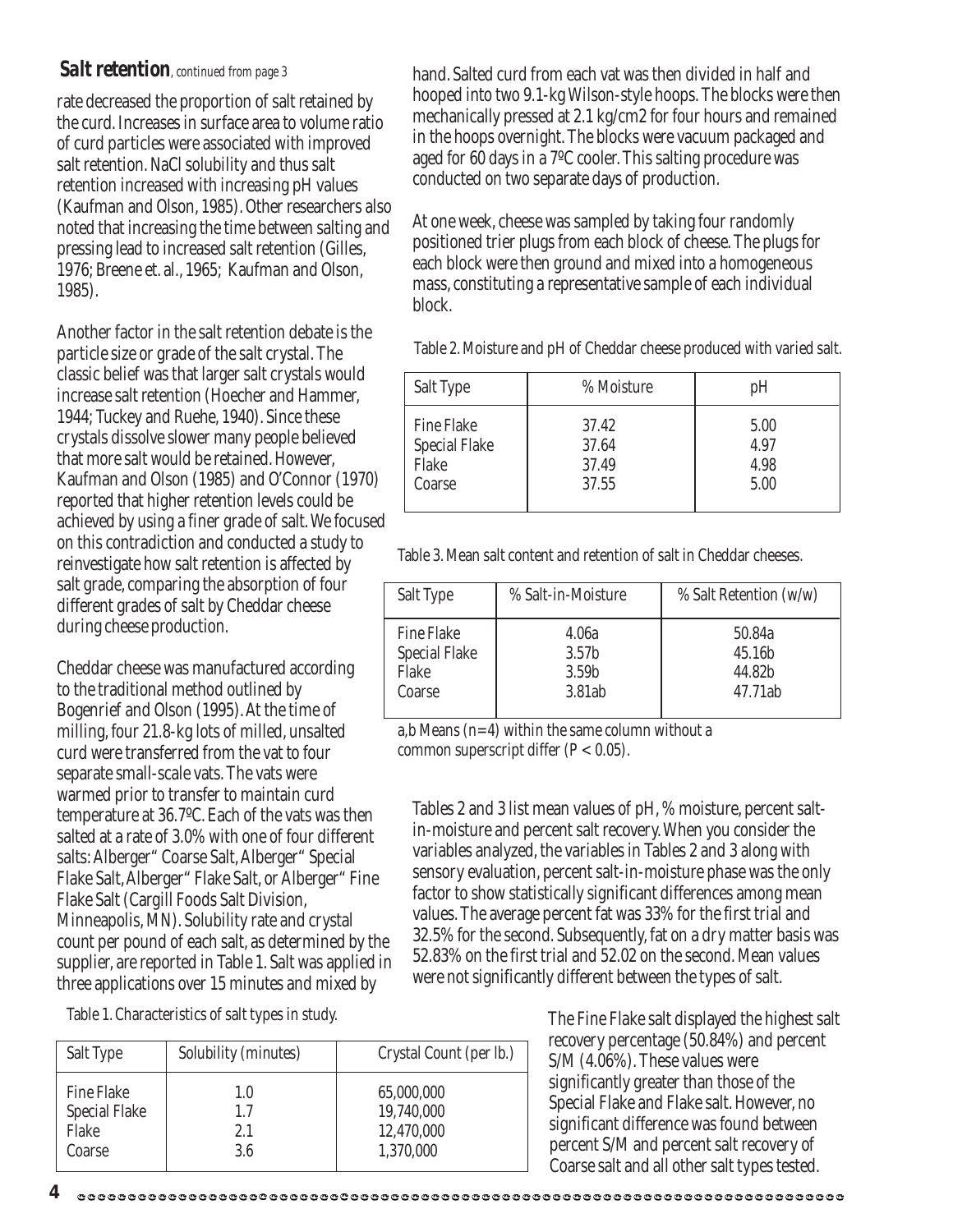## Salt retention, *continued from page 3*

rate decreased the proportion of salt retained by the curd. Increases in surface area to volume ratio of curd particles were associated with improved salt retention. NaCl solubility and thus salt retention increased with increasing pH values (Kaufman and Olson, 1985). Other researchers also noted that increasing the time between salting and pressing lead to increased salt retention (Gilles, 1976; Breene et. al., 1965; Kaufman and Olson, 1985).

Another factor in the salt retention debate is the particle size or grade of the salt crystal. The classic belief was that larger salt crystals would increase salt retention (Hoecher and Hammer, 1944; Tuckey and Ruehe, 1940). Since these crystals dissolve slower many people believed that more salt would be retained. However, Kaufman and Olson (1985) and O'Connor (1970) reported that higher retention levels could be achieved by using a finer grade of salt. We focused on this contradiction and conducted a study to reinvestigate how salt retention is affected by salt grade, comparing the absorption of four different grades of salt by Cheddar cheese during cheese production.

Cheddar cheese was manufactured according to the traditional method outlined by Bogenrief and Olson (1995). At the time of milling, four 21.8-kg lots of milled, unsalted curd were transferred from the vat to four separate small-scale vats. The vats were warmed prior to transfer to maintain curd temperature at 36.7ºC. Each of the vats was then salted at a rate of 3.0% with one of four different salts: Alberger" Coarse Salt, Alberger" Special Flake Salt, Alberger" Flake Salt, or Alberger" Fine Flake Salt (Cargill Foods Salt Division, Minneapolis, MN). Solubility rate and crystal count per pound of each salt, as determined by the supplier, are reported in Table 1. Salt was applied in three applications over 15 minutes and mixed by hand. Salted curd from each vat was then divided in half and hooped into two 9.1-kg Wilson-style hoops. The blocks were then mechanically pressed at 2.1 kg/cm2 for four hours and remained in the hoops overnight. The blocks were vacuum packaged and aged for 60 days in a 7ºC cooler. This salting procedure was conducted on two separate days of production.

At one week, cheese was sampled by taking four randomly positioned trier plugs from each block of cheese. The plugs for each block were then ground and mixed into a homogeneous mass, constituting a representative sample of each individual block.

Table 1. Characteristics of salt types in study.

| Salt Type | Solubility (minutes) | Crystal Count (per lb.) |
|---|---|---|
| Fine Flake | 1.0 | 65,000,000 |
| Special Flake | 1.7 | 19,740,000 |
| Flake | 2.1 | 12,470,000 |
| Coarse | 3.6 | 1,370,000 |

Table 2. Moisture and pH of Cheddar cheese produced with varied salt.

| Salt Type | % Moisture | pH |
|---|---|---|
| Fine Flake | 37.42 | 5.00 |
| Special Flake | 37.64 | 4.97 |
| Flake | 37.49 | 4.98 |
| Coarse | 37.55 | 5.00 |

Table 3. Mean salt content and retention of salt in Cheddar cheeses.

| Salt Type | % Salt-in-Moisture | % Salt Retention (w/w) |
|---|---|---|
| Fine Flake | 4.06a | 50.84a |
| Special Flake | 3.57b | 45.16b |
| Flake | 3.59b | 44.82b |
| Coarse | 3.81ab | 47.71ab |

a,b Means (n=4) within the same column without a common superscript differ ($P < 0.05$).

Tables 2 and 3 list mean values of pH, % moisture, percent salt-in-moisture and percent salt recovery. When you consider the variables analyzed, the variables in Tables 2 and 3 along with sensory evaluation, percent salt-in-moisture phase was the only factor to show statistically significant differences among mean values. The average percent fat was 33% for the first trial and 32.5% for the second. Subsequently, fat on a dry matter basis was 52.83% on the first trial and 52.02 on the second. Mean values were not significantly different between the types of salt.

The Fine Flake salt displayed the highest salt recovery percentage (50.84%) and percent S/M (4.06%). These values were significantly greater than those of the Special Flake and Flake salt. However, no significant difference was found between percent S/M and percent salt recovery of Coarse salt and all other salt types tested.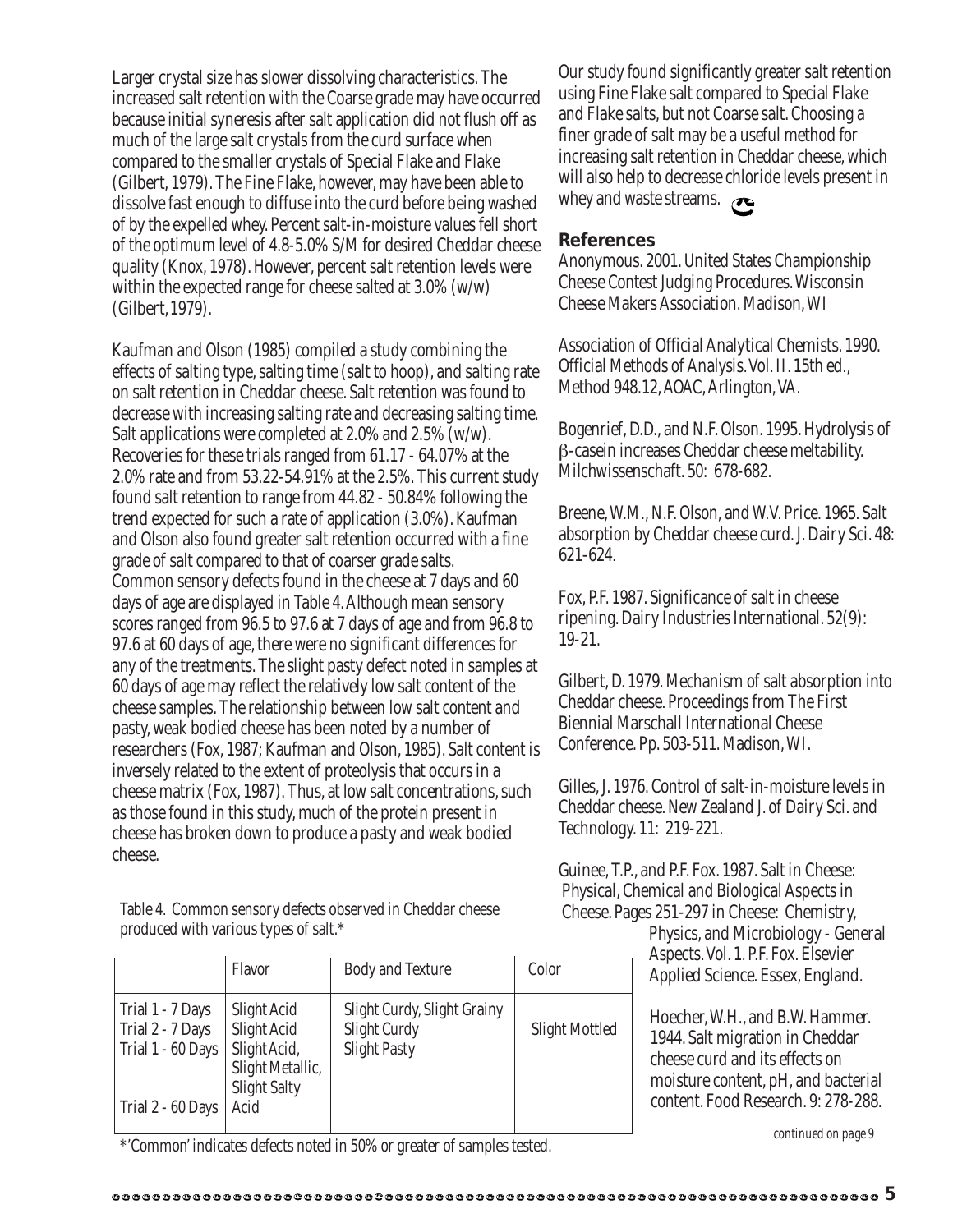Larger crystal size has slower dissolving characteristics. The increased salt retention with the Coarse grade may have occurred because initial syneresis after salt application did not flush off as much of the large salt crystals from the curd surface when compared to the smaller crystals of Special Flake and Flake (Gilbert, 1979). The Fine Flake, however, may have been able to dissolve fast enough to diffuse into the curd before being washed of by the expelled whey. Percent salt-in-moisture values fell short of the optimum level of 4.8-5.0% S/M for desired Cheddar cheese quality (Knox, 1978). However, percent salt retention levels were within the expected range for cheese salted at 3.0% (w/w) (Gilbert, 1979).

Kaufman and Olson (1985) compiled a study combining the effects of salting type, salting time (salt to hoop), and salting rate on salt retention in Cheddar cheese. Salt retention was found to decrease with increasing salting rate and decreasing salting time. Salt applications were completed at 2.0% and 2.5% (w/w). Recoveries for these trials ranged from 61.17 - 64.07% at the 2.0% rate and from 53.22-54.91% at the 2.5%. This current study found salt retention to range from 44.82 - 50.84% following the trend expected for such a rate of application (3.0%). Kaufman and Olson also found greater salt retention occurred with a fine grade of salt compared to that of coarser grade salts.
Common sensory defects found in the cheese at 7 days and 60 days of age are displayed in Table 4. Although mean sensory scores ranged from 96.5 to 97.6 at 7 days of age and from 96.8 to 97.6 at 60 days of age, there were no significant differences for any of the treatments. The slight pasty defect noted in samples at 60 days of age may reflect the relatively low salt content of the cheese samples. The relationship between low salt content and pasty, weak bodied cheese has been noted by a number of researchers (Fox, 1987; Kaufman and Olson, 1985). Salt content is inversely related to the extent of proteolysis that occurs in a cheese matrix (Fox, 1987). Thus, at low salt concentrations, such as those found in this study, much of the protein present in cheese has broken down to produce a pasty and weak bodied cheese.

Table 4. Common sensory defects observed in Cheddar cheese produced with various types of salt.*

| | Flavor | Body and Texture | Color |
|---|---|---|---|
| Trial 1 - 7 Days | Slight Acid | Slight Curdy, Slight Grainy | Slight Mottled |
| Trial 2 - 7 Days | Slight Acid | Slight Curdy | |
| Trial 1 - 60 Days | Slight Acid, Slight Metallic, Slight Salty | Slight Pasty | |
| Trial 2 - 60 Days | Acid | | |

*'Common' indicates defects noted in 50% or greater of samples tested.

Our study found significantly greater salt retention using Fine Flake salt compared to Special Flake and Flake salts, but not Coarse salt. Choosing a finer grade of salt may be a useful method for increasing salt retention in Cheddar cheese, which will also help to decrease chloride levels present in whey and waste streams.

## References

Anonymous. 2001. United States Championship Cheese Contest Judging Procedures. Wisconsin Cheese Makers Association. Madison, WI

Association of Official Analytical Chemists. 1990. Official Methods of Analysis. Vol. II. 15th ed., Method 948.12, AOAC, Arlington, VA.

Bogenrief, D.D., and N.F. Olson. 1995. Hydrolysis of β-casein increases Cheddar cheese meltability. Milchwissenschaft. 50: 678-682.

Breene, W.M., N.F. Olson, and W.V. Price. 1965. Salt absorption by Cheddar cheese curd. J. Dairy Sci. 48: 621-624.

Fox, P.F. 1987. Significance of salt in cheese ripening. Dairy Industries International. 52(9): 19-21.

Gilbert, D. 1979. Mechanism of salt absorption into Cheddar cheese. Proceedings from The First Biennial Marschall International Cheese Conference. Pp. 503-511. Madison, WI.

Gilles, J. 1976. Control of salt-in-moisture levels in Cheddar cheese. New Zealand J. of Dairy Sci. and Technology. 11: 219-221.

Guinee, T.P., and P.F. Fox. 1987. Salt in Cheese: Physical, Chemical and Biological Aspects in Cheese. Pages 251-297 in Cheese: Chemistry, Physics, and Microbiology - General Aspects. Vol. 1. P.F. Fox. Elsevier Applied Science. Essex, England.

Hoecher, W.H., and B.W. Hammer. 1944. Salt migration in Cheddar cheese curd and its effects on moisture content, pH, and bacterial content. Food Research. 9: 278-288.

*continued on page 9*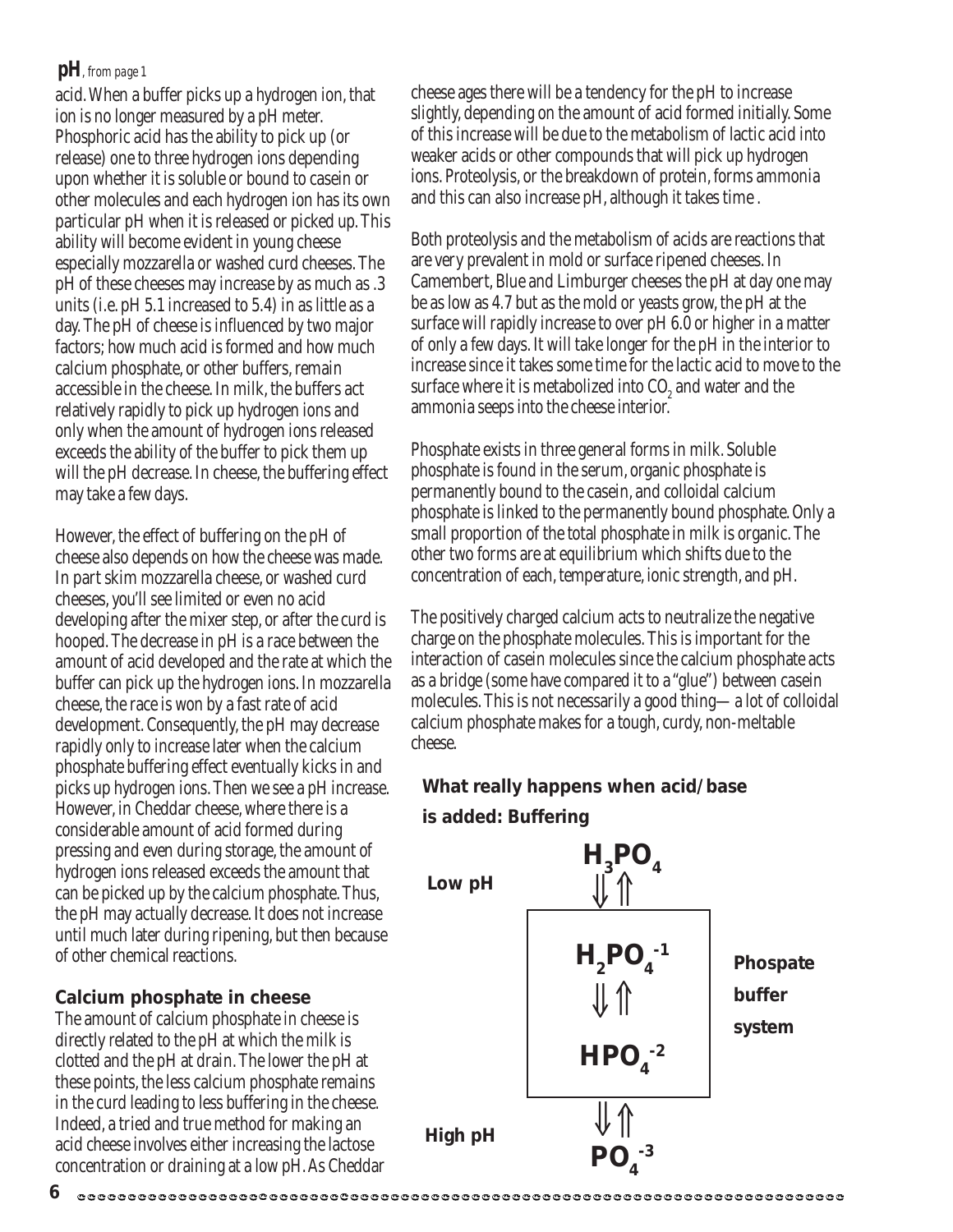**pH**, *from page 1*

acid. When a buffer picks up a hydrogen ion, that ion is no longer measured by a pH meter. Phosphoric acid has the ability to pick up (or release) one to three hydrogen ions depending upon whether it is soluble or bound to casein or other molecules and each hydrogen ion has its own particular pH when it is released or picked up. This ability will become evident in young cheese especially mozzarella or washed curd cheeses. The pH of these cheeses may increase by as much as .3 units (i.e. pH 5.1 increased to 5.4) in as little as a day. The pH of cheese is influenced by two major factors; how much acid is formed and how much calcium phosphate, or other buffers, remain accessible in the cheese. In milk, the buffers act relatively rapidly to pick up hydrogen ions and only when the amount of hydrogen ions released exceeds the ability of the buffer to pick them up will the pH decrease. In cheese, the buffering effect may take a few days.

However, the effect of buffering on the pH of cheese also depends on how the cheese was made. In part skim mozzarella cheese, or washed curd cheeses, you'll see limited or even no acid developing after the mixer step, or after the curd is hooped. The decrease in pH is a race between the amount of acid developed and the rate at which the buffer can pick up the hydrogen ions. In mozzarella cheese, the race is won by a fast rate of acid development. Consequently, the pH may decrease rapidly only to increase later when the calcium phosphate buffering effect eventually kicks in and picks up hydrogen ions. Then we see a pH increase. However, in Cheddar cheese, where there is a considerable amount of acid formed during pressing and even during storage, the amount of hydrogen ions released exceeds the amount that can be picked up by the calcium phosphate. Thus, the pH may actually decrease. It does not increase until much later during ripening, but then because of other chemical reactions.

### Calcium phosphate in cheese

The amount of calcium phosphate in cheese is directly related to the pH at which the milk is clotted and the pH at drain. The lower the pH at these points, the less calcium phosphate remains in the curd leading to less buffering in the cheese. Indeed, a tried and true method for making an acid cheese involves either increasing the lactose concentration or draining at a low pH. As Cheddar cheese ages there will be a tendency for the pH to increase slightly, depending on the amount of acid formed initially. Some of this increase will be due to the metabolism of lactic acid into weaker acids or other compounds that will pick up hydrogen ions. Proteolysis, or the breakdown of protein, forms ammonia and this can also increase pH, although it takes time .

Both proteolysis and the metabolism of acids are reactions that are very prevalent in mold or surface ripened cheeses. In Camembert, Blue and Limburger cheeses the pH at day one may be as low as 4.7 but as the mold or yeasts grow, the pH at the surface will rapidly increase to over pH 6.0 or higher in a matter of only a few days. It will take longer for the pH in the interior to increase since it takes some time for the lactic acid to move to the surface where it is metabolized into $CO_2$ and water and the ammonia seeps into the cheese interior.

Phosphate exists in three general forms in milk. Soluble phosphate is found in the serum, organic phosphate is permanently bound to the casein, and colloidal calcium phosphate is linked to the permanently bound phosphate. Only a small proportion of the total phosphate in milk is organic. The other two forms are at equilibrium which shifts due to the concentration of each, temperature, ionic strength, and pH.

The positively charged calcium acts to neutralize the negative charge on the phosphate molecules. This is important for the interaction of casein molecules since the calcium phosphate acts as a bridge (some have compared it to a "glue") between casein molecules. This is not necessarily a good thing— a lot of colloidal calcium phosphate makes for a tough, curdy, non-meltable cheese.

### What really happens when acid/base is added: Buffering

Low pH

$H_3PO_4$
⇓⇑
$H_2PO_4^{-1}$
⇓⇑
$HPO_4^{-2}$
⇓⇑
$PO_4^{-3}$

High pH

Phospate buffer system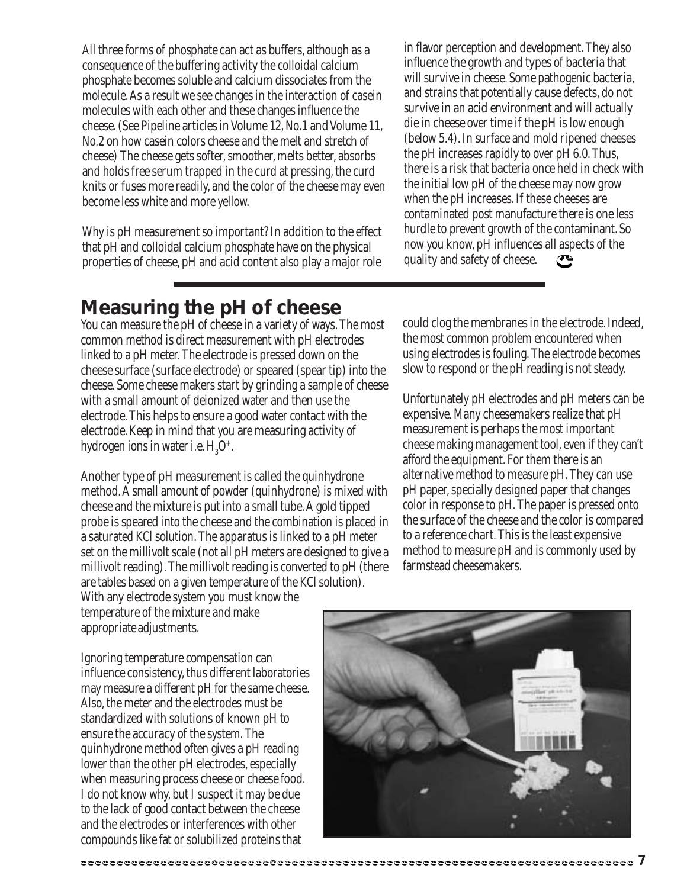All three forms of phosphate can act as buffers, although as a consequence of the buffering activity the colloidal calcium phosphate becomes soluble and calcium dissociates from the molecule. As a result we see changes in the interaction of casein molecules with each other and these changes influence the cheese. (See Pipeline articles in Volume 12, No.1 and Volume 11, No.2 on how casein colors cheese and the melt and stretch of cheese) The cheese gets softer, smoother, melts better, absorbs and holds free serum trapped in the curd at pressing, the curd knits or fuses more readily, and the color of the cheese may even become less white and more yellow.

Why is pH measurement so important? In addition to the effect that pH and colloidal calcium phosphate have on the physical properties of cheese, pH and acid content also play a major role in flavor perception and development. They also influence the growth and types of bacteria that will survive in cheese. Some pathogenic bacteria, and strains that potentially cause defects, do not survive in an acid environment and will actually die in cheese over time if the pH is low enough (below 5.4). In surface and mold ripened cheeses the pH increases rapidly to over pH 6.0. Thus, there is a risk that bacteria once held in check with the initial low pH of the cheese may now grow when the pH increases. If these cheeses are contaminated post manufacture there is one less hurdle to prevent growth of the contaminant. So now you know, pH influences all aspects of the quality and safety of cheese.

## Measuring the pH of cheese

You can measure the pH of cheese in a variety of ways. The most common method is direct measurement with pH electrodes linked to a pH meter. The electrode is pressed down on the cheese surface (surface electrode) or speared (spear tip) into the cheese. Some cheese makers start by grinding a sample of cheese with a small amount of deionized water and then use the electrode. This helps to ensure a good water contact with the electrode. Keep in mind that you are measuring activity of hydrogen ions in water i.e. $H_3O^+$.

Another type of pH measurement is called the quinhydrone method. A small amount of powder (quinhydrone) is mixed with cheese and the mixture is put into a small tube. A gold tipped probe is speared into the cheese and the combination is placed in a saturated KCl solution. The apparatus is linked to a pH meter set on the millivolt scale (not all pH meters are designed to give a millivolt reading). The millivolt reading is converted to pH (there are tables based on a given temperature of the KCl solution). With any electrode system you must know the temperature of the mixture and make appropriate adjustments.

Ignoring temperature compensation can influence consistency, thus different laboratories may measure a different pH for the same cheese. Also, the meter and the electrodes must be standardized with solutions of known pH to ensure the accuracy of the system. The quinhydrone method often gives a pH reading lower than the other pH electrodes, especially when measuring process cheese or cheese food. I do not know why, but I suspect it may be due to the lack of good contact between the cheese and the electrodes or interferences with other compounds like fat or solubilized proteins that could clog the membranes in the electrode. Indeed, the most common problem encountered when using electrodes is fouling. The electrode becomes slow to respond or the pH reading is not steady.

Unfortunately pH electrodes and pH meters can be expensive. Many cheesemakers realize that pH measurement is perhaps the most important cheese making management tool, even if they can't afford the equipment. For them there is an alternative method to measure pH. They can use pH paper, specially designed paper that changes color in response to pH. The paper is pressed onto the surface of the cheese and the color is compared to a reference chart. This is the least expensive method to measure pH and is commonly used by farmstead cheesemakers.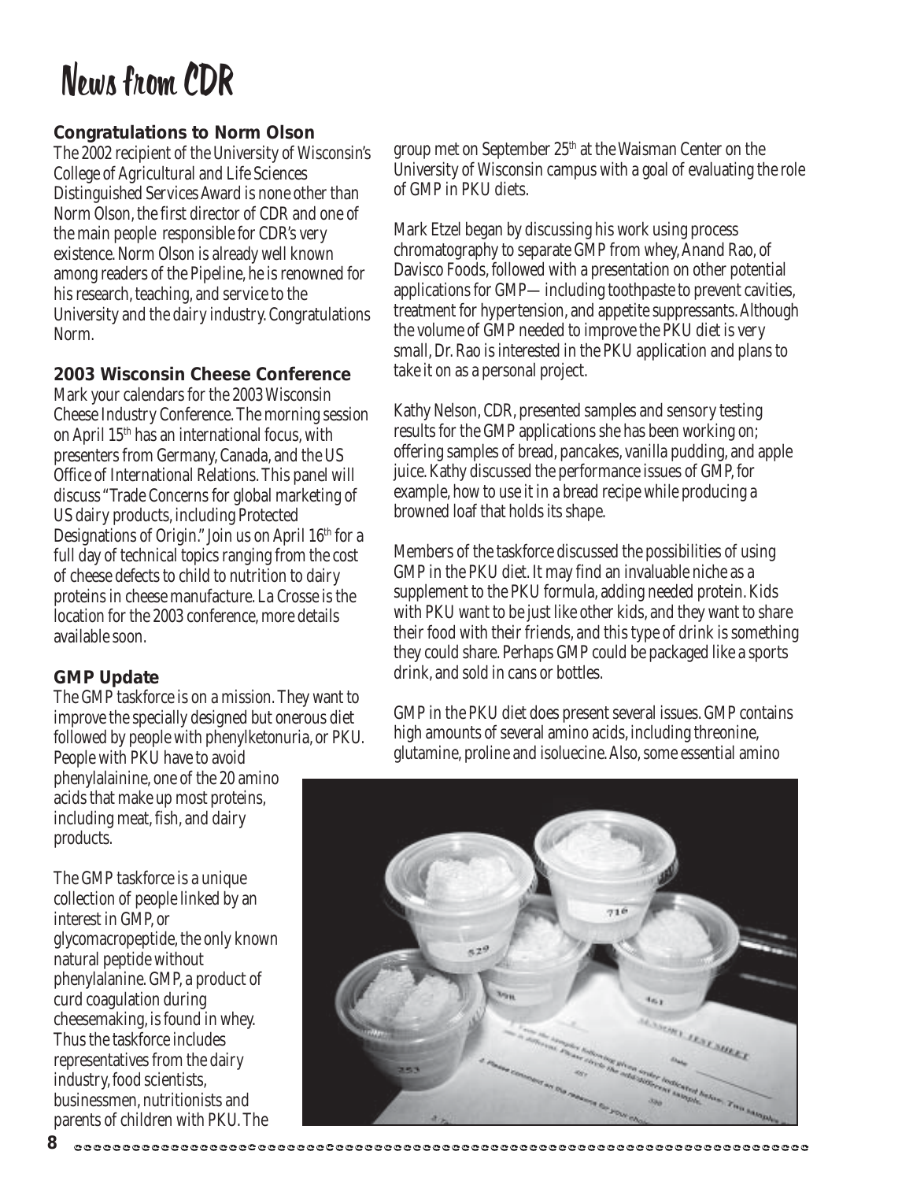# News from CDR

## Congratulations to Norm Olson

The 2002 recipient of the University of Wisconsin's College of Agricultural and Life Sciences Distinguished Services Award is none other than Norm Olson, the first director of CDR and one of the main people responsible for CDR's very existence. Norm Olson is already well known among readers of the Pipeline, he is renowned for his research, teaching, and service to the University and the dairy industry. Congratulations Norm.

## 2003 Wisconsin Cheese Conference

Mark your calendars for the 2003 Wisconsin Cheese Industry Conference. The morning session on April 15th has an international focus, with presenters from Germany, Canada, and the US Office of International Relations. This panel will discuss "Trade Concerns for global marketing of US dairy products, including Protected Designations of Origin." Join us on April 16th for a full day of technical topics ranging from the cost of cheese defects to child to nutrition to dairy proteins in cheese manufacture. La Crosse is the location for the 2003 conference, more details available soon.

## GMP Update

The GMP taskforce is on a mission. They want to improve the specially designed but onerous diet followed by people with phenylketonuria, or PKU. People with PKU have to avoid phenylalainine, one of the 20 amino acids that make up most proteins, including meat, fish, and dairy products.

The GMP taskforce is a unique collection of people linked by an interest in GMP, or glycomacropeptide, the only known natural peptide without phenylalanine. GMP, a product of curd coagulation during cheesemaking, is found in whey. Thus the taskforce includes representatives from the dairy industry, food scientists, businessmen, nutritionists and parents of children with PKU. The group met on September 25th at the Waisman Center on the University of Wisconsin campus with a goal of evaluating the role of GMP in PKU diets.

Mark Etzel began by discussing his work using process chromatography to separate GMP from whey, Anand Rao, of Davisco Foods, followed with a presentation on other potential applications for GMP— including toothpaste to prevent cavities, treatment for hypertension, and appetite suppressants. Although the volume of GMP needed to improve the PKU diet is very small, Dr. Rao is interested in the PKU application and plans to take it on as a personal project.

Kathy Nelson, CDR, presented samples and sensory testing results for the GMP applications she has been working on; offering samples of bread, pancakes, vanilla pudding, and apple juice. Kathy discussed the performance issues of GMP, for example, how to use it in a bread recipe while producing a browned loaf that holds its shape.

Members of the taskforce discussed the possibilities of using GMP in the PKU diet. It may find an invaluable niche as a supplement to the PKU formula, adding needed protein. Kids with PKU want to be just like other kids, and they want to share their food with their friends, and this type of drink is something they could share. Perhaps GMP could be packaged like a sports drink, and sold in cans or bottles.

GMP in the PKU diet does present several issues. GMP contains high amounts of several amino acids, including threonine, glutamine, proline and isoluecine. Also, some essential amino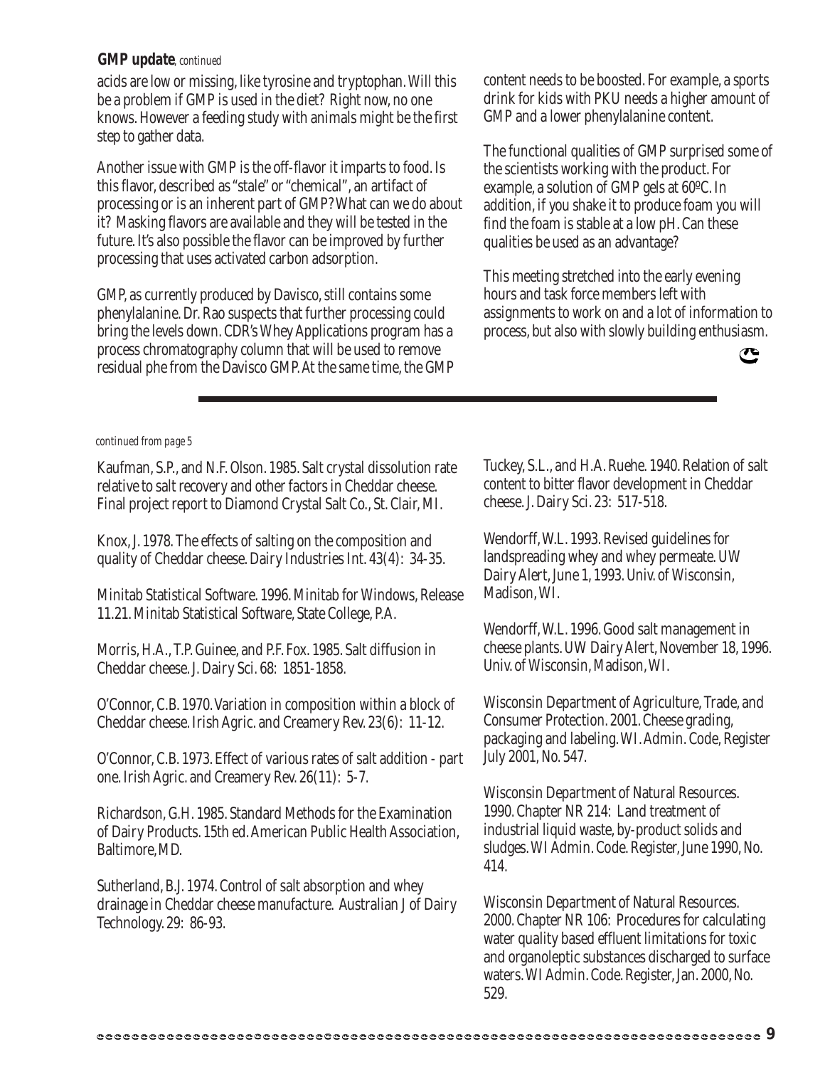**GMP update**, *continued*

acids are low or missing, like tyrosine and tryptophan. Will this be a problem if GMP is used in the diet? Right now, no one knows. However a feeding study with animals might be the first step to gather data.

Another issue with GMP is the off-flavor it imparts to food. Is this flavor, described as "stale" or "chemical", an artifact of processing or is an inherent part of GMP? What can we do about it? Masking flavors are available and they will be tested in the future. It's also possible the flavor can be improved by further processing that uses activated carbon adsorption.

GMP, as currently produced by Davisco, still contains some phenylalanine. Dr. Rao suspects that further processing could bring the levels down. CDR's Whey Applications program has a process chromatography column that will be used to remove residual phe from the Davisco GMP. At the same time, the GMP content needs to be boosted. For example, a sports drink for kids with PKU needs a higher amount of GMP and a lower phenylalanine content.

The functional qualities of GMP surprised some of the scientists working with the product. For example, a solution of GMP gels at 60ºC. In addition, if you shake it to produce foam you will find the foam is stable at a low pH. Can these qualities be used as an advantage?

This meeting stretched into the early evening hours and task force members left with assignments to work on and a lot of information to process, but also with slowly building enthusiasm.

---

*continued from page 5*

Kaufman, S.P., and N.F. Olson. 1985. Salt crystal dissolution rate relative to salt recovery and other factors in Cheddar cheese. Final project report to Diamond Crystal Salt Co., St. Clair, MI.

Knox, J. 1978. The effects of salting on the composition and quality of Cheddar cheese. Dairy Industries Int. 43(4): 34-35.

Minitab Statistical Software. 1996. Minitab for Windows, Release 11.21. Minitab Statistical Software, State College, P.A.

Morris, H.A., T.P. Guinee, and P.F. Fox. 1985. Salt diffusion in Cheddar cheese. J. Dairy Sci. 68: 1851-1858.

O'Connor, C.B. 1970. Variation in composition within a block of Cheddar cheese. Irish Agric. and Creamery Rev. 23(6): 11-12.

O'Connor, C.B. 1973. Effect of various rates of salt addition - part one. Irish Agric. and Creamery Rev. 26(11): 5-7.

Richardson, G.H. 1985. Standard Methods for the Examination of Dairy Products. 15th ed. American Public Health Association, Baltimore, MD.

Sutherland, B.J. 1974. Control of salt absorption and whey drainage in Cheddar cheese manufacture. Australian J of Dairy Technology. 29: 86-93.

Tuckey, S.L., and H.A. Ruehe. 1940. Relation of salt content to bitter flavor development in Cheddar cheese. J. Dairy Sci. 23: 517-518.

Wendorff, W.L. 1993. Revised guidelines for landspreading whey and whey permeate. UW Dairy Alert, June 1, 1993. Univ. of Wisconsin, Madison, WI.

Wendorff, W.L. 1996. Good salt management in cheese plants. UW Dairy Alert, November 18, 1996. Univ. of Wisconsin, Madison, WI.

Wisconsin Department of Agriculture, Trade, and Consumer Protection. 2001. Cheese grading, packaging and labeling. WI. Admin. Code, Register July 2001, No. 547.

Wisconsin Department of Natural Resources. 1990. Chapter NR 214: Land treatment of industrial liquid waste, by-product solids and sludges. WI Admin. Code. Register, June 1990, No. 414.

Wisconsin Department of Natural Resources. 2000. Chapter NR 106: Procedures for calculating water quality based effluent limitations for toxic and organoleptic substances discharged to surface waters. WI Admin. Code. Register, Jan. 2000, No. 529.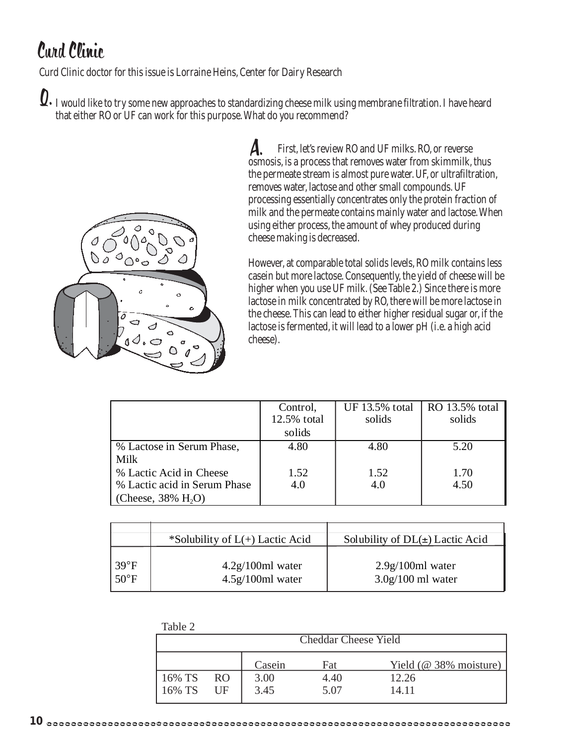# Curd Clinic

Curd Clinic doctor for this issue is Lorraine Heins, Center for Dairy Research

**Q.** I would like to try some new approaches to standardizing cheese milk using membrane filtration. I have heard that either RO or UF can work for this purpose. What do you recommend?

**A.** First, let's review RO and UF milks. RO, or reverse osmosis, is a process that removes water from skimmilk, thus the permeate stream is almost pure water. UF, or ultrafiltration, removes water, lactose and other small compounds. UF processing essentially concentrates only the protein fraction of milk and the permeate contains mainly water and lactose. When using either process, the amount of whey produced during cheese making is decreased.

However, at comparable total solids levels, RO milk contains less casein but more lactose. Consequently, the yield of cheese will be higher when you use UF milk. (See Table 2.) Since there is more lactose in milk concentrated by RO, there will be more lactose in the cheese. This can lead to either higher residual sugar or, if the lactose is fermented, it will lead to a lower pH (i.e. a high acid cheese).

| | Control, 12.5% total solids | UF 13.5% total solids | RO 13.5% total solids |
|---|---|---|---|
| % Lactose in Serum Phase, Milk | 4.80 | 4.80 | 5.20 |
| % Lactic Acid in Cheese | 1.52 | 1.52 | 1.70 |
| % Lactic acid in Serum Phase (Cheese, 38% $H_2O$) | 4.0 | 4.0 | 4.50 |

| | *Solubility of L(+) Lactic Acid | Solubility of DL(±) Lactic Acid |
|---|---|---|
| 39°F | 4.2g/100ml water | 2.9g/100ml water |
| 50°F | 4.5g/100ml water | 3.0g/100 ml water |

Table 2

| Cheddar Cheese Yield | | | | |
|---|---|---|---|---|
| | | Casein | Fat | Yield (@ 38% moisture) |
| 16% TS | RO | 3.00 | 4.40 | 12.26 |
| 16% TS | UF | 3.45 | 5.07 | 14.11 |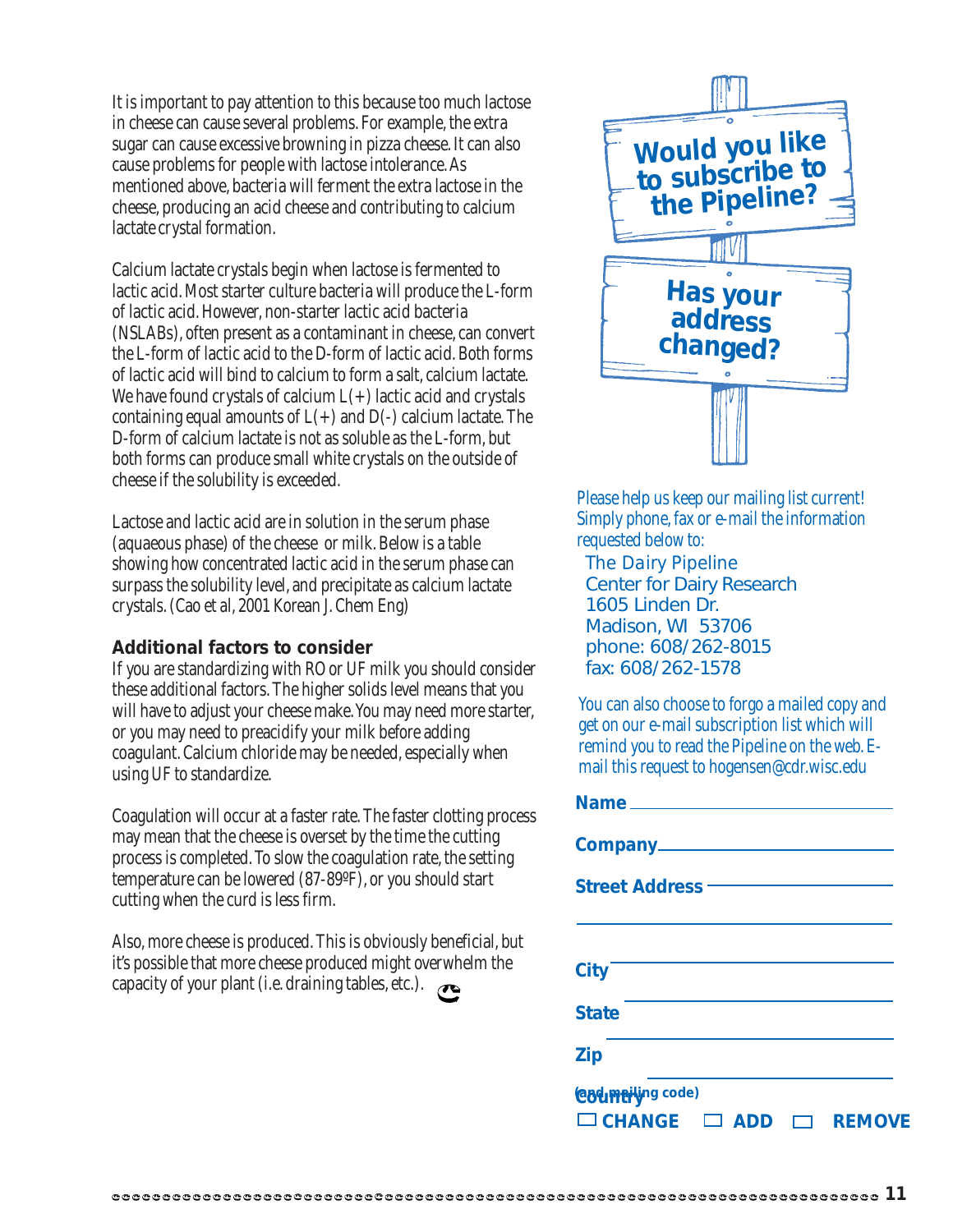It is important to pay attention to this because too much lactose in cheese can cause several problems. For example, the extra sugar can cause excessive browning in pizza cheese. It can also cause problems for people with lactose intolerance. As mentioned above, bacteria will ferment the extra lactose in the cheese, producing an acid cheese and contributing to calcium lactate crystal formation.

Calcium lactate crystals begin when lactose is fermented to lactic acid. Most starter culture bacteria will produce the L-form of lactic acid. However, non-starter lactic acid bacteria (NSLABs), often present as a contaminant in cheese, can convert the L-form of lactic acid to the D-form of lactic acid. Both forms of lactic acid will bind to calcium to form a salt, calcium lactate. We have found crystals of calcium L(+) lactic acid and crystals containing equal amounts of L(+) and D(-) calcium lactate. The D-form of calcium lactate is not as soluble as the L-form, but both forms can produce small white crystals on the outside of cheese if the solubility is exceeded.

Lactose and lactic acid are in solution in the serum phase (aquaeous phase) of the cheese or milk. Below is a table showing how concentrated lactic acid in the serum phase can surpass the solubility level, and precipitate as calcium lactate crystals. (Cao et al, 2001 Korean J. Chem Eng)

### Additional factors to consider

If you are standardizing with RO or UF milk you should consider these additional factors. The higher solids level means that you will have to adjust your cheese make. You may need more starter, or you may need to preacidify your milk before adding coagulant. Calcium chloride may be needed, especially when using UF to standardize.

Coagulation will occur at a faster rate. The faster clotting process may mean that the cheese is overset by the time the cutting process is completed. To slow the coagulation rate, the setting temperature can be lowered (87-89ºF), or you should start cutting when the curd is less firm.

Also, more cheese is produced. This is obviously beneficial, but it's possible that more cheese produced might overwhelm the capacity of your plant (i.e. draining tables, etc.).

**Would you like to subscribe to the Pipeline?**

**Has your address changed?**

*Please help us keep our mailing list current! Simply phone, fax or e-mail the information requested below to:*

The Dairy Pipeline
Center for Dairy Research
1605 Linden Dr.
Madison, WI 53706
phone: 608/262-8015
fax: 608/262-1578

*You can also choose to forgo a mailed copy and get on our e-mail subscription list which will remind you to read the Pipeline on the web. E-mail this request to hogensen@cdr.wisc.edu*

**Name** ______________________

**Company** ______________________

**Street Address** ______________________

______________________

**City** ______________________

**State** ______________________

**Zip** ______________________

**Country** (and mailing code) ______________________

☐ **CHANGE** ☐ **ADD** ☐ **REMOVE**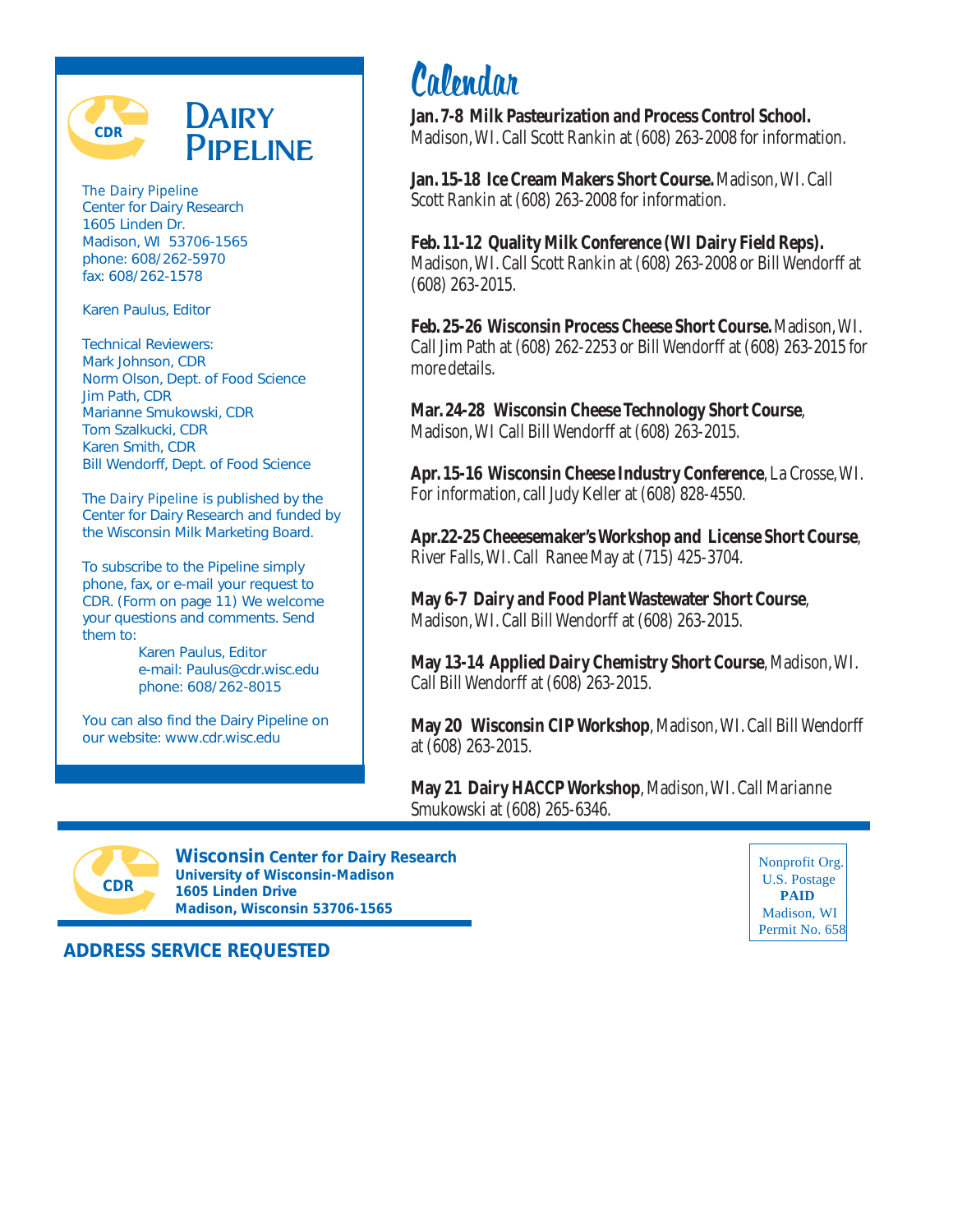# Dairy Pipeline

The *Dairy Pipeline*
Center for Dairy Research
1605 Linden Dr.
Madison, WI 53706-1565
phone: 608/262-5970
fax: 608/262-1578

Karen Paulus, Editor

Technical Reviewers:
Mark Johnson, CDR
Norm Olson, Dept. of Food Science
Jim Path, CDR
Marianne Smukowski, CDR
Tom Szalkucki, CDR
Karen Smith, CDR
Bill Wendorff, Dept. of Food Science

The *Dairy Pipeline* is published by the Center for Dairy Research and funded by the Wisconsin Milk Marketing Board.

To subscribe to the Pipeline simply phone, fax, or e-mail your request to CDR. (Form on page 11) We welcome your questions and comments. Send them to:

Karen Paulus, Editor
e-mail: Paulus@cdr.wisc.edu
phone: 608/262-8015

You can also find the Dairy Pipeline on our website: www.cdr.wisc.edu

# Calendar

**Jan. 7-8 Milk Pasteurization and Process Control School.** Madison, WI. Call Scott Rankin at (608) 263-2008 for information.

**Jan. 15-18 Ice Cream Makers Short Course.** Madison, WI. Call Scott Rankin at (608) 263-2008 for information.

**Feb. 11-12 Quality Milk Conference (WI Dairy Field Reps).** Madison, WI. Call Scott Rankin at (608) 263-2008 or Bill Wendorff at (608) 263-2015.

**Feb. 25-26 Wisconsin Process Cheese Short Course.** Madison, WI. Call Jim Path at (608) 262-2253 or Bill Wendorff at (608) 263-2015 for more details.

**Mar. 24-28 Wisconsin Cheese Technology Short Course**, Madison, WI Call Bill Wendorff at (608) 263-2015.

**Apr. 15-16 Wisconsin Cheese Industry Conference**, La Crosse, WI. For information, call Judy Keller at (608) 828-4550.

**Apr. 22-25 Cheeesemaker's Workshop and License Short Course**, River Falls, WI. Call Ranee May at (715) 425-3704.

**May 6-7 Dairy and Food Plant Wastewater Short Course**, Madison, WI. Call Bill Wendorff at (608) 263-2015.

**May 13-14 Applied Dairy Chemistry Short Course**, Madison, WI. Call Bill Wendorff at (608) 263-2015.

**May 20 Wisconsin CIP Workshop**, Madison, WI. Call Bill Wendorff at (608) 263-2015.

**May 21 Dairy HACCP Workshop**, Madison, WI. Call Marianne Smukowski at (608) 265-6346.

**Wisconsin Center for Dairy Research**
**University of Wisconsin-Madison**
**1605 Linden Drive**
**Madison, Wisconsin 53706-1565**

**ADDRESS SERVICE REQUESTED**

Nonprofit Org.
U.S. Postage
**PAID**
Madison, WI
Permit No. 658